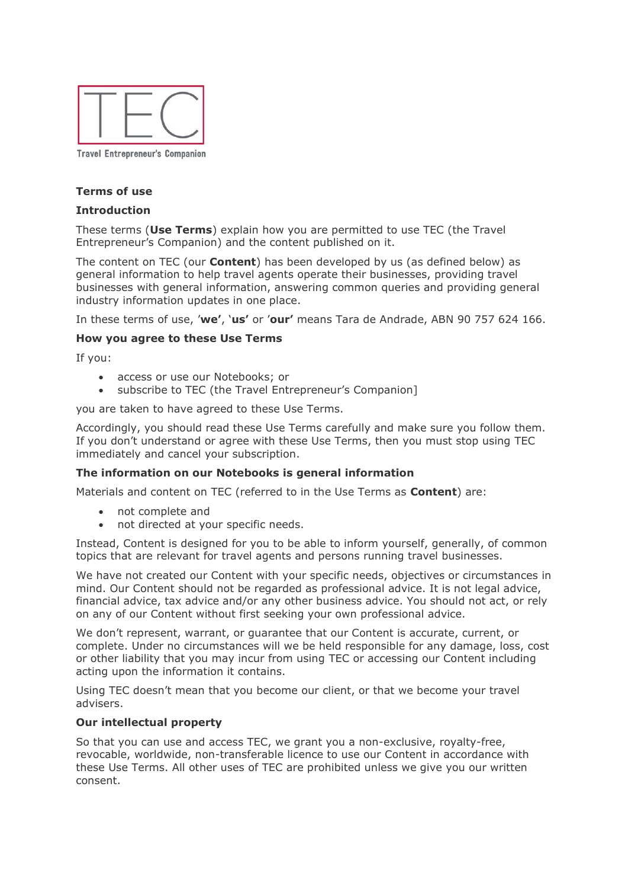TEC

Travel Entrepreneur's Companion

## Terms of use

### Introduction

These terms (**Use Terms**) explain how you are permitted to use TEC (the Travel Entrepreneur's Companion) and the content published on it.

The content on TEC (our **Content**) has been developed by us (as defined below) as general information to help travel agents operate their businesses, providing travel businesses with general information, answering common queries and providing general industry information updates in one place.

In these terms of use, '**we'**, '**us'** or '**our'** means Tara de Andrade, ABN 90 757 624 166.

### How you agree to these Use Terms

If you:

- access or use our Notebooks; or
- subscribe to TEC (the Travel Entrepreneur's Companion]

you are taken to have agreed to these Use Terms.

Accordingly, you should read these Use Terms carefully and make sure you follow them. If you don't understand or agree with these Use Terms, then you must stop using TEC immediately and cancel your subscription.

### The information on our Notebooks is general information

Materials and content on TEC (referred to in the Use Terms as **Content**) are:

- not complete and
- not directed at your specific needs.

Instead, Content is designed for you to be able to inform yourself, generally, of common topics that are relevant for travel agents and persons running travel businesses.

We have not created our Content with your specific needs, objectives or circumstances in mind. Our Content should not be regarded as professional advice. It is not legal advice, financial advice, tax advice and/or any other business advice. You should not act, or rely on any of our Content without first seeking your own professional advice.

We don't represent, warrant, or guarantee that our Content is accurate, current, or complete. Under no circumstances will we be held responsible for any damage, loss, cost or other liability that you may incur from using TEC or accessing our Content including acting upon the information it contains.

Using TEC doesn't mean that you become our client, or that we become your travel advisers.

### Our intellectual property

So that you can use and access TEC, we grant you a non-exclusive, royalty-free, revocable, worldwide, non-transferable licence to use our Content in accordance with these Use Terms. All other uses of TEC are prohibited unless we give you our written consent.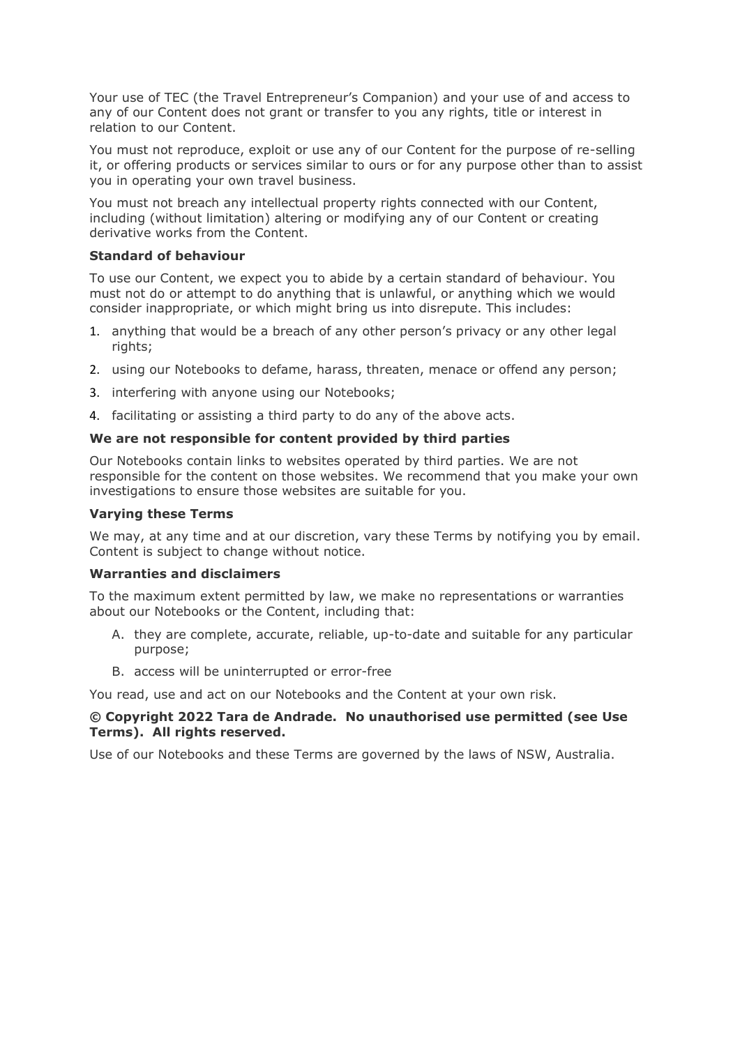Your use of TEC (the Travel Entrepreneur's Companion) and your use of and access to any of our Content does not grant or transfer to you any rights, title or interest in relation to our Content.

You must not reproduce, exploit or use any of our Content for the purpose of re-selling it, or offering products or services similar to ours or for any purpose other than to assist you in operating your own travel business.

You must not breach any intellectual property rights connected with our Content, including (without limitation) altering or modifying any of our Content or creating derivative works from the Content.

**Standard of behaviour**

To use our Content, we expect you to abide by a certain standard of behaviour. You must not do or attempt to do anything that is unlawful, or anything which we would consider inappropriate, or which might bring us into disrepute. This includes:

1. anything that would be a breach of any other person's privacy or any other legal rights;
2. using our Notebooks to defame, harass, threaten, menace or offend any person;
3. interfering with anyone using our Notebooks;
4. facilitating or assisting a third party to do any of the above acts.

**We are not responsible for content provided by third parties**

Our Notebooks contain links to websites operated by third parties. We are not responsible for the content on those websites. We recommend that you make your own investigations to ensure those websites are suitable for you.

**Varying these Terms**

We may, at any time and at our discretion, vary these Terms by notifying you by email. Content is subject to change without notice.

**Warranties and disclaimers**

To the maximum extent permitted by law, we make no representations or warranties about our Notebooks or the Content, including that:

A. they are complete, accurate, reliable, up-to-date and suitable for any particular purpose;

B. access will be uninterrupted or error-free

You read, use and act on our Notebooks and the Content at your own risk.

**© Copyright 2022 Tara de Andrade. No unauthorised use permitted (see Use Terms). All rights reserved.**

Use of our Notebooks and these Terms are governed by the laws of NSW, Australia.